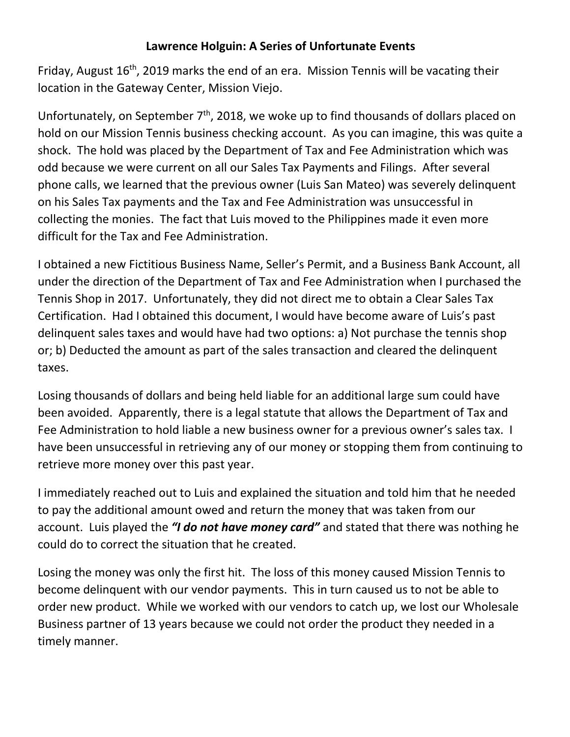**Lawrence Holguin: A Series of Unfortunate Events**

Friday, August 16th, 2019 marks the end of an era. Mission Tennis will be vacating their location in the Gateway Center, Mission Viejo.

Unfortunately, on September 7th, 2018, we woke up to find thousands of dollars placed on hold on our Mission Tennis business checking account. As you can imagine, this was quite a shock. The hold was placed by the Department of Tax and Fee Administration which was odd because we were current on all our Sales Tax Payments and Filings. After several phone calls, we learned that the previous owner (Luis San Mateo) was severely delinquent on his Sales Tax payments and the Tax and Fee Administration was unsuccessful in collecting the monies. The fact that Luis moved to the Philippines made it even more difficult for the Tax and Fee Administration.

I obtained a new Fictitious Business Name, Seller's Permit, and a Business Bank Account, all under the direction of the Department of Tax and Fee Administration when I purchased the Tennis Shop in 2017. Unfortunately, they did not direct me to obtain a Clear Sales Tax Certification. Had I obtained this document, I would have become aware of Luis's past delinquent sales taxes and would have had two options: a) Not purchase the tennis shop or; b) Deducted the amount as part of the sales transaction and cleared the delinquent taxes.

Losing thousands of dollars and being held liable for an additional large sum could have been avoided. Apparently, there is a legal statute that allows the Department of Tax and Fee Administration to hold liable a new business owner for a previous owner's sales tax. I have been unsuccessful in retrieving any of our money or stopping them from continuing to retrieve more money over this past year.

I immediately reached out to Luis and explained the situation and told him that he needed to pay the additional amount owed and return the money that was taken from our account. Luis played the ***"I do not have money card"*** and stated that there was nothing he could do to correct the situation that he created.

Losing the money was only the first hit. The loss of this money caused Mission Tennis to become delinquent with our vendor payments. This in turn caused us to not be able to order new product. While we worked with our vendors to catch up, we lost our Wholesale Business partner of 13 years because we could not order the product they needed in a timely manner.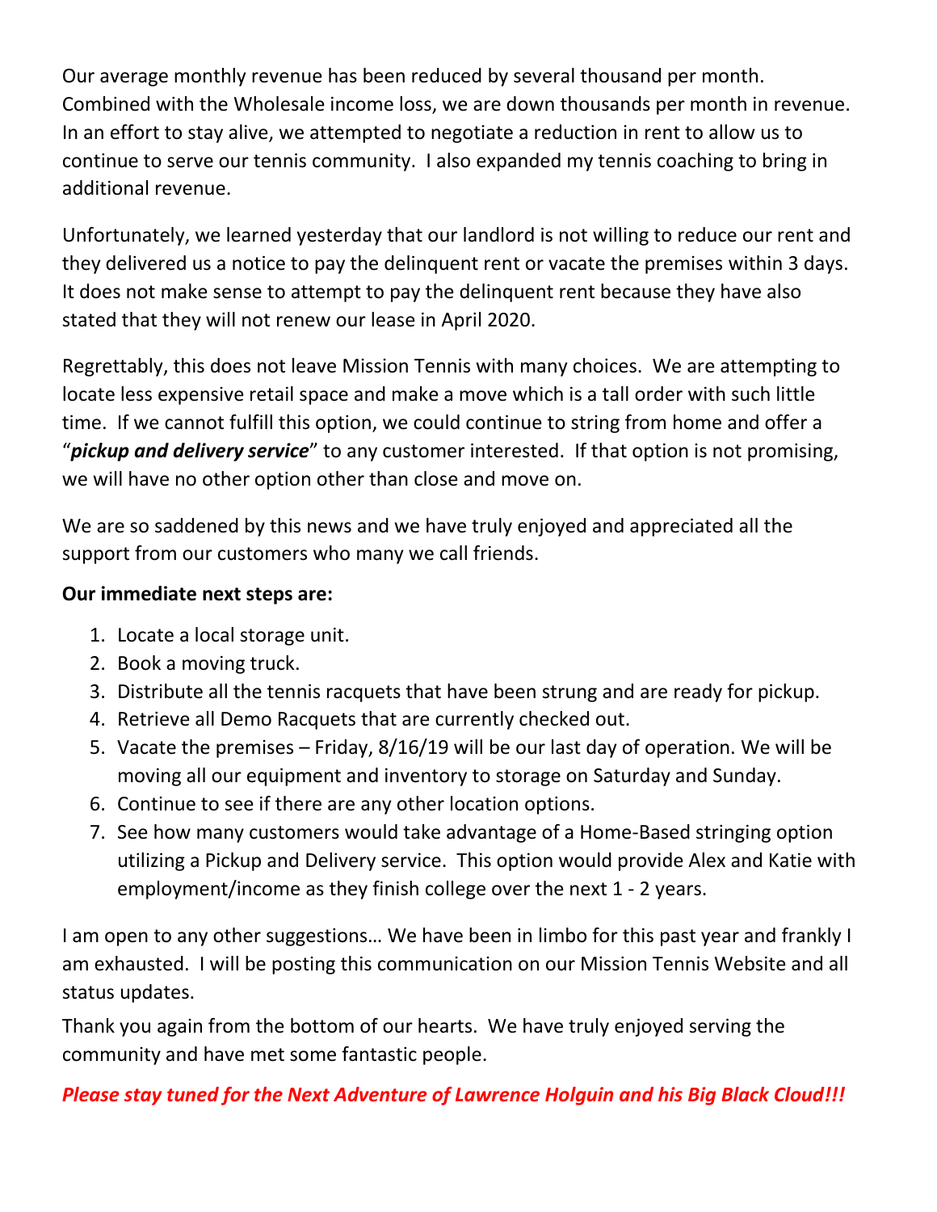Our average monthly revenue has been reduced by several thousand per month. Combined with the Wholesale income loss, we are down thousands per month in revenue. In an effort to stay alive, we attempted to negotiate a reduction in rent to allow us to continue to serve our tennis community. I also expanded my tennis coaching to bring in additional revenue.

Unfortunately, we learned yesterday that our landlord is not willing to reduce our rent and they delivered us a notice to pay the delinquent rent or vacate the premises within 3 days. It does not make sense to attempt to pay the delinquent rent because they have also stated that they will not renew our lease in April 2020.

Regrettably, this does not leave Mission Tennis with many choices. We are attempting to locate less expensive retail space and make a move which is a tall order with such little time. If we cannot fulfill this option, we could continue to string from home and offer a "***pickup and delivery service***" to any customer interested. If that option is not promising, we will have no other option other than close and move on.

We are so saddened by this news and we have truly enjoyed and appreciated all the support from our customers who many we call friends.

**Our immediate next steps are:**

1. Locate a local storage unit.
2. Book a moving truck.
3. Distribute all the tennis racquets that have been strung and are ready for pickup.
4. Retrieve all Demo Racquets that are currently checked out.
5. Vacate the premises – Friday, 8/16/19 will be our last day of operation. We will be moving all our equipment and inventory to storage on Saturday and Sunday.
6. Continue to see if there are any other location options.
7. See how many customers would take advantage of a Home-Based stringing option utilizing a Pickup and Delivery service. This option would provide Alex and Katie with employment/income as they finish college over the next 1 - 2 years.

I am open to any other suggestions… We have been in limbo for this past year and frankly I am exhausted. I will be posting this communication on our Mission Tennis Website and all status updates.

Thank you again from the bottom of our hearts. We have truly enjoyed serving the community and have met some fantastic people.

***Please stay tuned for the Next Adventure of Lawrence Holguin and his Big Black Cloud!!!***